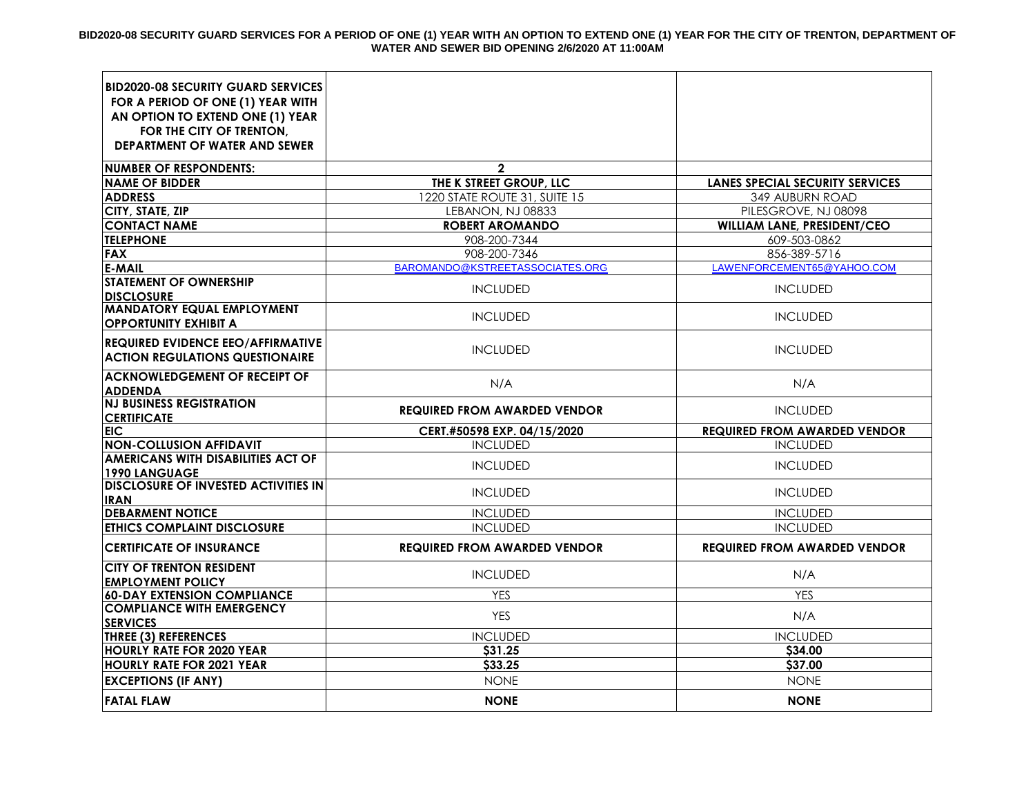**BID2020-08 SECURITY GUARD SERVICES FOR A PERIOD OF ONE (1) YEAR WITH AN OPTION TO EXTEND ONE (1) YEAR FOR THE CITY OF TRENTON, DEPARTMENT OF WATER AND SEWER BID OPENING 2/6/2020 AT 11:00AM**

| **BID2020-08 SECURITY GUARD SERVICES FOR A PERIOD OF ONE (1) YEAR WITH AN OPTION TO EXTEND ONE (1) YEAR FOR THE CITY OF TRENTON, DEPARTMENT OF WATER AND SEWER** | | |
|---|---|---|
| **NUMBER OF RESPONDENTS:** | **2** | |
| **NAME OF BIDDER** | **THE K STREET GROUP, LLC** | **LANES SPECIAL SECURITY SERVICES** |
| **ADDRESS** | 1220 STATE ROUTE 31, SUITE 15 | 349 AUBURN ROAD |
| **CITY, STATE, ZIP** | LEBANON, NJ 08833 | PILESGROVE, NJ 08098 |
| **CONTACT NAME** | **ROBERT AROMANDO** | **WILLIAM LANE, PRESIDENT/CEO** |
| **TELEPHONE** | 908-200-7344 | 609-503-0862 |
| **FAX** | 908-200-7346 | 856-389-5716 |
| **E-MAIL** | BAROMANDO@KSTREETASSOCIATES.ORG | LAWENFORCEMENT65@YAHOO.COM |
| **STATEMENT OF OWNERSHIP DISCLOSURE** | INCLUDED | INCLUDED |
| **MANDATORY EQUAL EMPLOYMENT OPPORTUNITY EXHIBIT A** | INCLUDED | INCLUDED |
| **REQUIRED EVIDENCE EEO/AFFIRMATIVE ACTION REGULATIONS QUESTIONAIRE** | INCLUDED | INCLUDED |
| **ACKNOWLEDGEMENT OF RECEIPT OF ADDENDA** | N/A | N/A |
| **NJ BUSINESS REGISTRATION CERTIFICATE** | **REQUIRED FROM AWARDED VENDOR** | INCLUDED |
| **EIC** | **CERT.#50598 EXP. 04/15/2020** | **REQUIRED FROM AWARDED VENDOR** |
| **NON-COLLUSION AFFIDAVIT** | INCLUDED | INCLUDED |
| **AMERICANS WITH DISABILITIES ACT OF 1990 LANGUAGE** | INCLUDED | INCLUDED |
| **DISCLOSURE OF INVESTED ACTIVITIES IN IRAN** | INCLUDED | INCLUDED |
| **DEBARMENT NOTICE** | INCLUDED | INCLUDED |
| **ETHICS COMPLAINT DISCLOSURE** | INCLUDED | INCLUDED |
| **CERTIFICATE OF INSURANCE** | **REQUIRED FROM AWARDED VENDOR** | **REQUIRED FROM AWARDED VENDOR** |
| **CITY OF TRENTON RESIDENT EMPLOYMENT POLICY** | INCLUDED | N/A |
| **60-DAY EXTENSION COMPLIANCE** | YES | YES |
| **COMPLIANCE WITH EMERGENCY SERVICES** | YES | N/A |
| **THREE (3) REFERENCES** | INCLUDED | INCLUDED |
| **HOURLY RATE FOR 2020 YEAR** | **$31.25** | **$34.00** |
| **HOURLY RATE FOR 2021 YEAR** | **$33.25** | **$37.00** |
| **EXCEPTIONS (IF ANY)** | NONE | NONE |
| **FATAL FLAW** | **NONE** | **NONE** |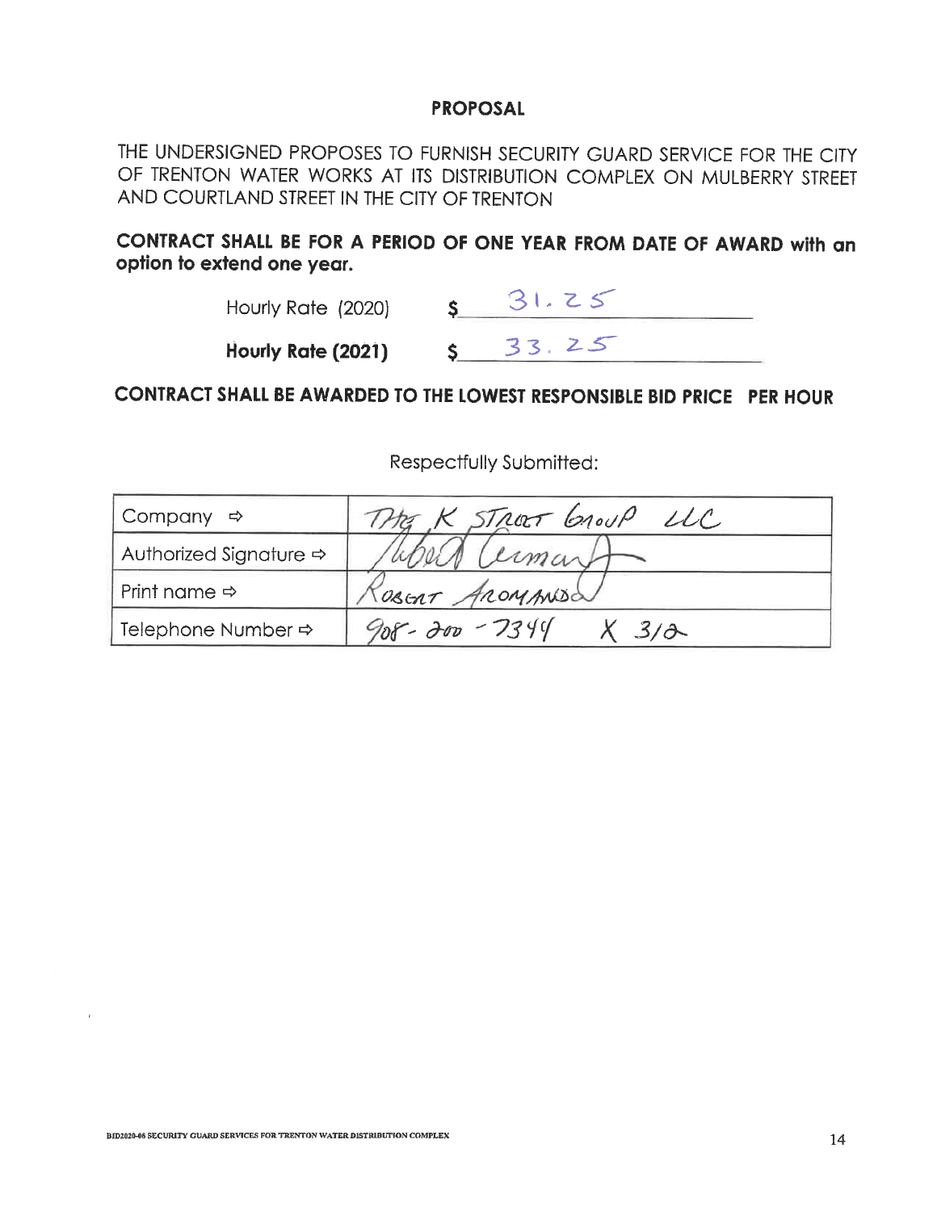## PROPOSAL

THE UNDERSIGNED PROPOSES TO FURNISH SECURITY GUARD SERVICE FOR THE CITY OF TRENTON WATER WORKS AT ITS DISTRIBUTION COMPLEX ON MULBERRY STREET AND COURTLAND STREET IN THE CITY OF TRENTON

**CONTRACT SHALL BE FOR A PERIOD OF ONE YEAR FROM DATE OF AWARD with an option to extend one year.**

Hourly Rate (2020) $ 31.25

**Hourly Rate (2021)** $ 33.25

**CONTRACT SHALL BE AWARDED TO THE LOWEST RESPONSIBLE BID PRICE PER HOUR**

Respectfully Submitted:

| | |
|---|---|
| Company ⇨ | THE K STREET GROUP LLC |
| Authorized Signature ⇨ | *(signature)* |
| Print name ⇨ | ROBERT ARONANDO |
| Telephone Number ⇨ | 908-200-7344 X 312 |

BID2020-06 SECURITY GUARD SERVICES FOR TRENTON WATER DISTRIBUTION COMPLEX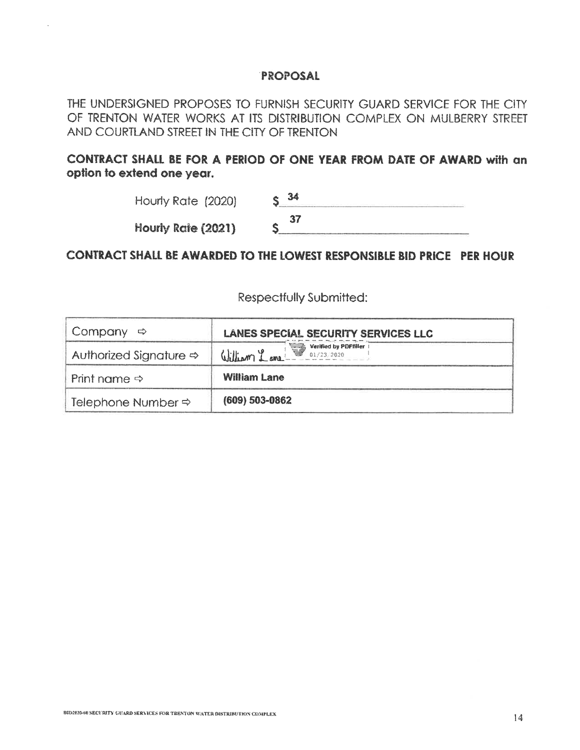# PROPOSAL

THE UNDERSIGNED PROPOSES TO FURNISH SECURITY GUARD SERVICE FOR THE CITY OF TRENTON WATER WORKS AT ITS DISTRIBUTION COMPLEX ON MULBERRY STREET AND COURTLAND STREET IN THE CITY OF TRENTON

**CONTRACT SHALL BE FOR A PERIOD OF ONE YEAR FROM DATE OF AWARD with an option to extend one year.**

Hourly Rate (2020) $ 34

**Hourly Rate (2021)** $ 37

**CONTRACT SHALL BE AWARDED TO THE LOWEST RESPONSIBLE BID PRICE PER HOUR**

Respectfully Submitted:

| | |
|---|---|
| Company ⇨ | **LANES SPECIAL SECURITY SERVICES LLC** |
| Authorized Signature ⇨ | William Lane (Verified by PDFfiller 01/23/2020) |
| Print name ⇨ | **William Lane** |
| Telephone Number ⇨ | **(609) 503-0862** |

BID2020-08 SECURITY GUARD SERVICES FOR TRENTON WATER DISTRIBUTION COMPLEX